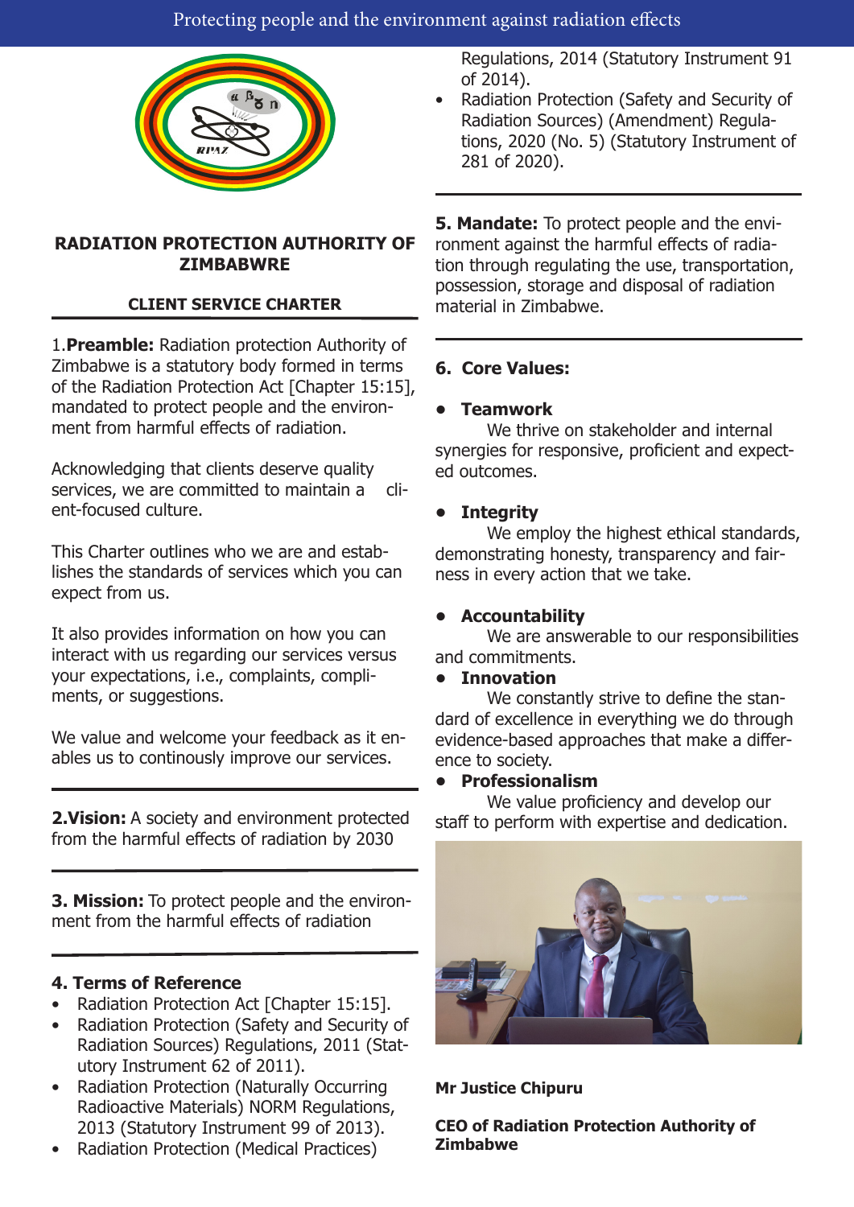# RADIATION PROTECTION AUTHORITY OF ZIMBABWRE

## CLIENT SERVICE CHARTER

1.**Preamble:** Radiation protection Authority of Zimbabwe is a statutory body formed in terms of the Radiation Protection Act [Chapter 15:15], mandated to protect people and the environment from harmful effects of radiation.

Acknowledging that clients deserve quality services, we are committed to maintain a client-focused culture.

This Charter outlines who we are and establishes the standards of services which you can expect from us.

It also provides information on how you can interact with us regarding our services versus your expectations, i.e., complaints, compliments, or suggestions.

We value and welcome your feedback as it enables us to continously improve our services.

**2.Vision:** A society and environment protected from the harmful effects of radiation by 2030

**3. Mission:** To protect people and the environment from the harmful effects of radiation

**4. Terms of Reference**

- Radiation Protection Act [Chapter 15:15].
- Radiation Protection (Safety and Security of Radiation Sources) Regulations, 2011 (Statutory Instrument 62 of 2011).
- Radiation Protection (Naturally Occurring Radioactive Materials) NORM Regulations, 2013 (Statutory Instrument 99 of 2013).
- Radiation Protection (Medical Practices) Regulations, 2014 (Statutory Instrument 91 of 2014).
- Radiation Protection (Safety and Security of Radiation Sources) (Amendment) Regulations, 2020 (No. 5) (Statutory Instrument of 281 of 2020).

**5. Mandate:** To protect people and the environment against the harmful effects of radiation through regulating the use, transportation, possession, storage and disposal of radiation material in Zimbabwe.

**6. Core Values:**

- **Teamwork**
  We thrive on stakeholder and internal synergies for responsive, proficient and expected outcomes.
- **Integrity**
  We employ the highest ethical standards, demonstrating honesty, transparency and fairness in every action that we take.
- **Accountability**
  We are answerable to our responsibilities and commitments.
- **Innovation**
  We constantly strive to define the standard of excellence in everything we do through evidence-based approaches that make a difference to society.
- **Professionalism**
  We value proficiency and develop our staff to perform with expertise and dedication.

**Mr Justice Chipuru**

**CEO of Radiation Protection Authority of Zimbabwe**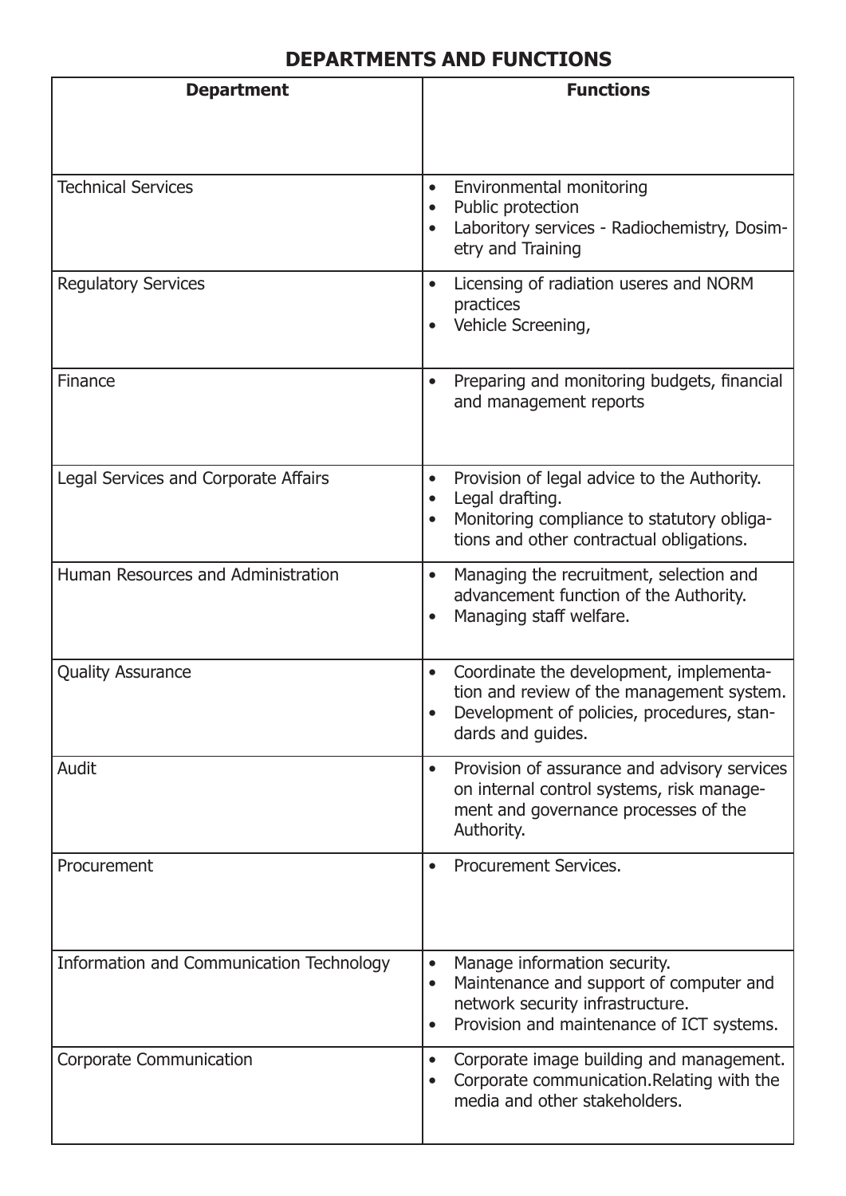## DEPARTMENTS AND FUNCTIONS

| Department | Functions |
|---|---|
| Technical Services | • Environmental monitoring<br>• Public protection<br>• Laboritory services - Radiochemistry, Dosimetry and Training |
| Regulatory Services | • Licensing of radiation useres and NORM practices<br>• Vehicle Screening, |
| Finance | • Preparing and monitoring budgets, financial and management reports |
| Legal Services and Corporate Affairs | • Provision of legal advice to the Authority.<br>• Legal drafting.<br>• Monitoring compliance to statutory obligations and other contractual obligations. |
| Human Resources and Administration | • Managing the recruitment, selection and advancement function of the Authority.<br>• Managing staff welfare. |
| Quality Assurance | • Coordinate the development, implementation and review of the management system.<br>• Development of policies, procedures, standards and guides. |
| Audit | • Provision of assurance and advisory services on internal control systems, risk management and governance processes of the Authority. |
| Procurement | • Procurement Services. |
| Information and Communication Technology | • Manage information security.<br>• Maintenance and support of computer and network security infrastructure.<br>• Provision and maintenance of ICT systems. |
| Corporate Communication | • Corporate image building and management.<br>• Corporate communication.Relating with the media and other stakeholders. |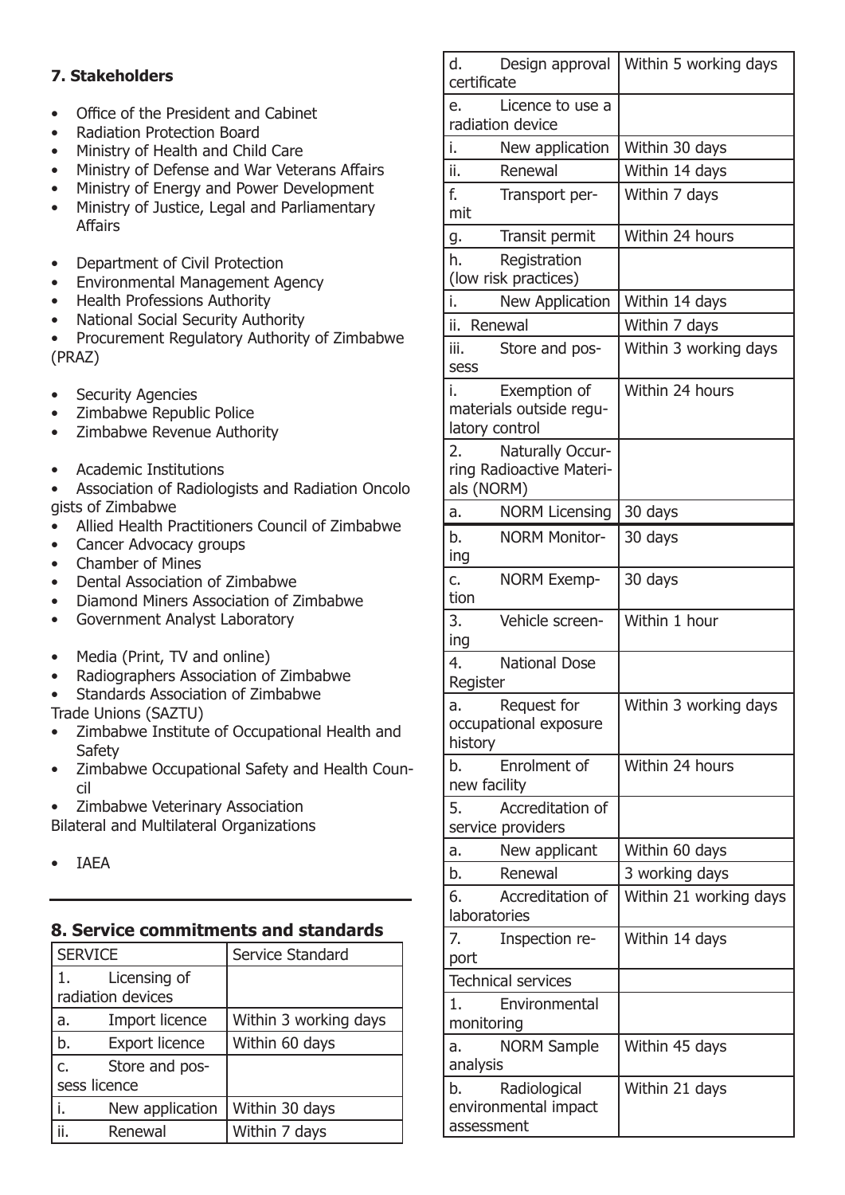### 7. Stakeholders

- Office of the President and Cabinet
- Radiation Protection Board
- Ministry of Health and Child Care
- Ministry of Defense and War Veterans Affairs
- Ministry of Energy and Power Development
- Ministry of Justice, Legal and Parliamentary Affairs

- Department of Civil Protection
- Environmental Management Agency
- Health Professions Authority
- National Social Security Authority
- Procurement Regulatory Authority of Zimbabwe (PRAZ)

- Security Agencies
- Zimbabwe Republic Police
- Zimbabwe Revenue Authority

- Academic Institutions
- Association of Radiologists and Radiation Oncolo gists of Zimbabwe
- Allied Health Practitioners Council of Zimbabwe
- Cancer Advocacy groups
- Chamber of Mines
- Dental Association of Zimbabwe
- Diamond Miners Association of Zimbabwe
- Government Analyst Laboratory

- Media (Print, TV and online)
- Radiographers Association of Zimbabwe
- Standards Association of Zimbabwe

Trade Unions (SAZTU)

- Zimbabwe Institute of Occupational Health and Safety
- Zimbabwe Occupational Safety and Health Council
- Zimbabwe Veterinary Association

Bilateral and Multilateral Organizations

- IAEA

### 8. Service commitments and standards

| SERVICE | Service Standard |
|---|---|
| 1. Licensing of radiation devices | |
| a. Import licence | Within 3 working days |
| b. Export licence | Within 60 days |
| c. Store and possess licence | |
| i. New application | Within 30 days |
| ii. Renewal | Within 7 days |
| d. Design approval certificate | Within 5 working days |
| e. Licence to use a radiation device | |
| i. New application | Within 30 days |
| ii. Renewal | Within 14 days |
| f. Transport permit | Within 7 days |
| g. Transit permit | Within 24 hours |
| h. Registration (low risk practices) | |
| i. New Application | Within 14 days |
| ii. Renewal | Within 7 days |
| iii. Store and possess | Within 3 working days |
| i. Exemption of materials outside regulatory control | Within 24 hours |
| 2. Naturally Occurring Radioactive Materials (NORM) | |
| a. NORM Licensing | 30 days |
| b. NORM Monitoring | 30 days |
| c. NORM Exemption | 30 days |
| 3. Vehicle screening | Within 1 hour |
| 4. National Dose Register | |
| a. Request for occupational exposure history | Within 3 working days |
| b. Enrolment of new facility | Within 24 hours |
| 5. Accreditation of service providers | |
| a. New applicant | Within 60 days |
| b. Renewal | 3 working days |
| 6. Accreditation of laboratories | Within 21 working days |
| 7. Inspection report | Within 14 days |
| Technical services | |
| 1. Environmental monitoring | |
| a. NORM Sample analysis | Within 45 days |
| b. Radiological environmental impact assessment | Within 21 days |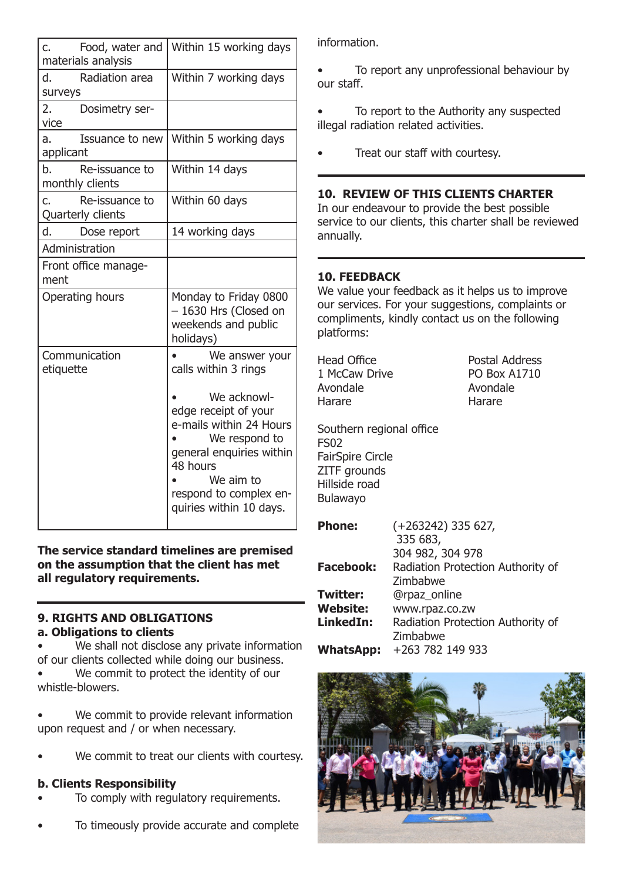| | |
|---|---|
| c. Food, water and materials analysis | Within 15 working days |
| d. Radiation area surveys | Within 7 working days |
| 2. Dosimetry service | |
| a. Issuance to new applicant | Within 5 working days |
| b. Re-issuance to monthly clients | Within 14 days |
| c. Re-issuance to Quarterly clients | Within 60 days |
| d. Dose report | 14 working days |
| Administration | |
| Front office management | |
| Operating hours | Monday to Friday 0800 – 1630 Hrs (Closed on weekends and public holidays) |
| Communication etiquette | • We answer your calls within 3 rings<br>• We acknowledge receipt of your e-mails within 24 Hours<br>• We respond to general enquiries within 48 hours<br>• We aim to respond to complex enquiries within 10 days. |

**The service standard timelines are premised on the assumption that the client has met all regulatory requirements.**

## 9. RIGHTS AND OBLIGATIONS

### a. Obligations to clients

- We shall not disclose any private information of our clients collected while doing our business.
- We commit to protect the identity of our whistle-blowers.
- We commit to provide relevant information upon request and / or when necessary.
- We commit to treat our clients with courtesy.

### b. Clients Responsibility

- To comply with regulatory requirements.
- To timeously provide accurate and complete information.
- To report any unprofessional behaviour by our staff.
- To report to the Authority any suspected illegal radiation related activities.
- Treat our staff with courtesy.

## 10. REVIEW OF THIS CLIENTS CHARTER

In our endeavour to provide the best possible service to our clients, this charter shall be reviewed annually.

## 10. FEEDBACK

We value your feedback as it helps us to improve our services. For your suggestions, complaints or compliments, kindly contact us on the following platforms:

Head Office
1 McCaw Drive
Avondale
Harare

Postal Address
PO Box A1710
Avondale
Harare

Southern regional office
FS02
FairSpire Circle
ZITF grounds
Hillside road
Bulawayo

**Phone:** (+263242) 335 627, 335 683, 304 982, 304 978
**Facebook:** Radiation Protection Authority of Zimbabwe
**Twitter:** @rpaz_online
**Website:** www.rpaz.co.zw
**LinkedIn:** Radiation Protection Authority of Zimbabwe
**WhatsApp:** +263 782 149 933